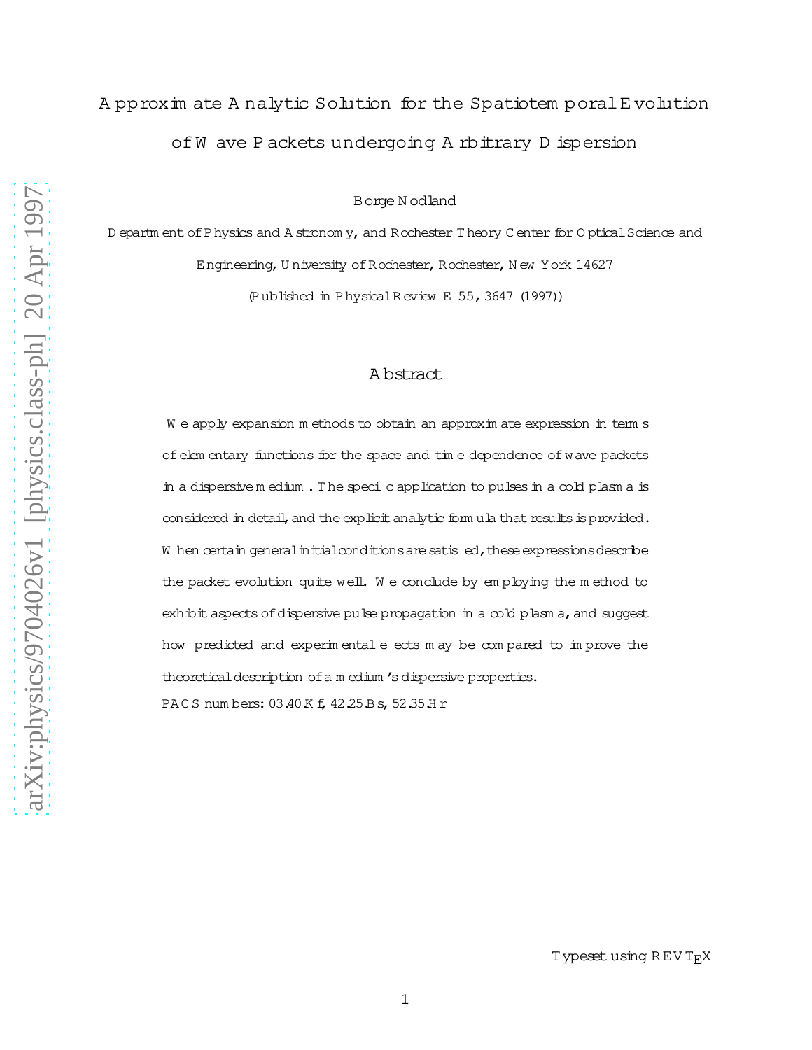# Approximate Analytic Solution for the Spatiotemporal Evolution of Wave Packets undergoing Arbitrary Dispersion

Borge Nodland

Department of Physics and Astronomy, and Rochester Theory Center for Optical Science and Engineering, University of Rochester, Rochester, New York 14627

(Published in Physical Review E 55, 3647 (1997))

## Abstract

We apply expansion methods to obtain an approximate expression in terms of elementary functions for the space and time dependence of wave packets in a dispersive medium. The specific application to pulses in a cold plasma is considered in detail, and the explicit analytic formula that results is provided. When certain general initial conditions are satisfied, these expressions describe the packet evolution quite well. We conclude by employing the method to exhibit aspects of dispersive pulse propagation in a cold plasma, and suggest how predicted and experimental effects may be compared to improve the theoretical description of a medium's dispersive properties.

PACS numbers: 03.40.Kf, 42.25.Bs, 52.35.Hr

Typeset using REVTEX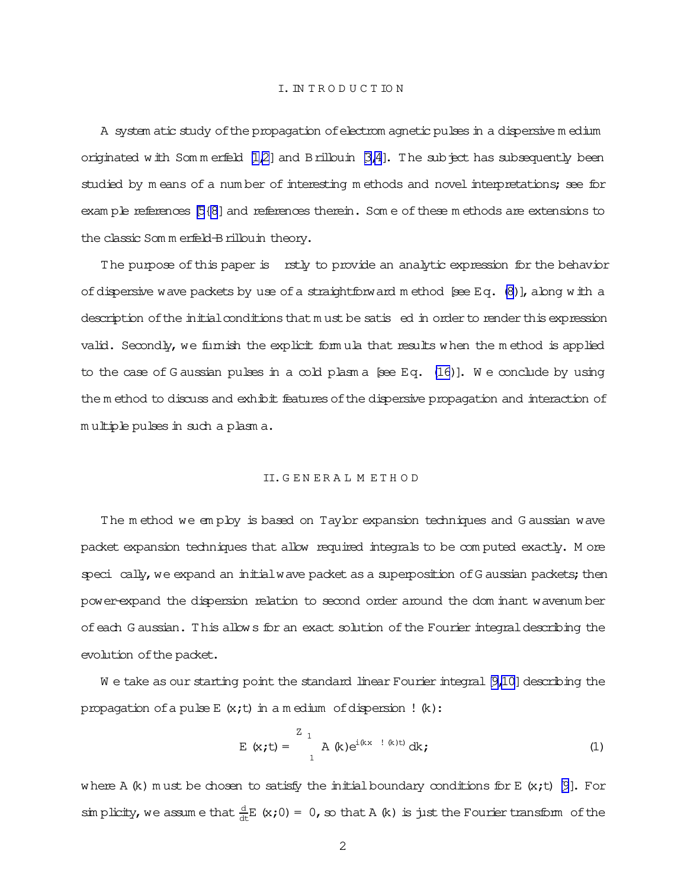## I. INTRODUCTION

A systematic study of the propagation of electromagnetic pulses in a dispersive medium originated with Sommerfeld [1,2] and Brillouin [3,4]. The subject has subsequently been studied by means of a number of interesting methods and novel interpretations; see for example references [5–8] and references therein. Some of these methods are extensions to the classic Sommerfeld-Brillouin theory.

The purpose of this paper is firstly to provide an analytic expression for the behavior of dispersive wave packets by use of a straightforward method [see Eq. (8)], along with a description of the initial conditions that must be satisfied in order to render this expression valid. Secondly, we furnish the explicit formula that results when the method is applied to the case of Gaussian pulses in a cold plasma [see Eq. (16)]. We conclude by using the method to discuss and exhibit features of the dispersive propagation and interaction of multiple pulses in such a plasma.

## II. GENERAL METHOD

The method we employ is based on Taylor expansion techniques and Gaussian wave packet expansion techniques that allow required integrals to be computed exactly. More specifically, we expand an initial wave packet as a superposition of Gaussian packets; then power-expand the dispersion relation to second order around the dominant wavenumber of each Gaussian. This allows for an exact solution of the Fourier integral describing the evolution of the packet.

We take as our starting point the standard linear Fourier integral [9,10] describing the propagation of a pulse $E(x;t)$ in a medium of dispersion $\omega(k)$:

$$E(x;t) = \int_{-\infty}^{\infty} A(k) e^{i(kx - \omega(k)t)} dk; \tag{1}$$

where $A(k)$ must be chosen to satisfy the initial boundary conditions for $E(x;t)$ [9]. For simplicity, we assume that $\frac{d}{dt}E(x;0) = 0$, so that $A(k)$ is just the Fourier transform of the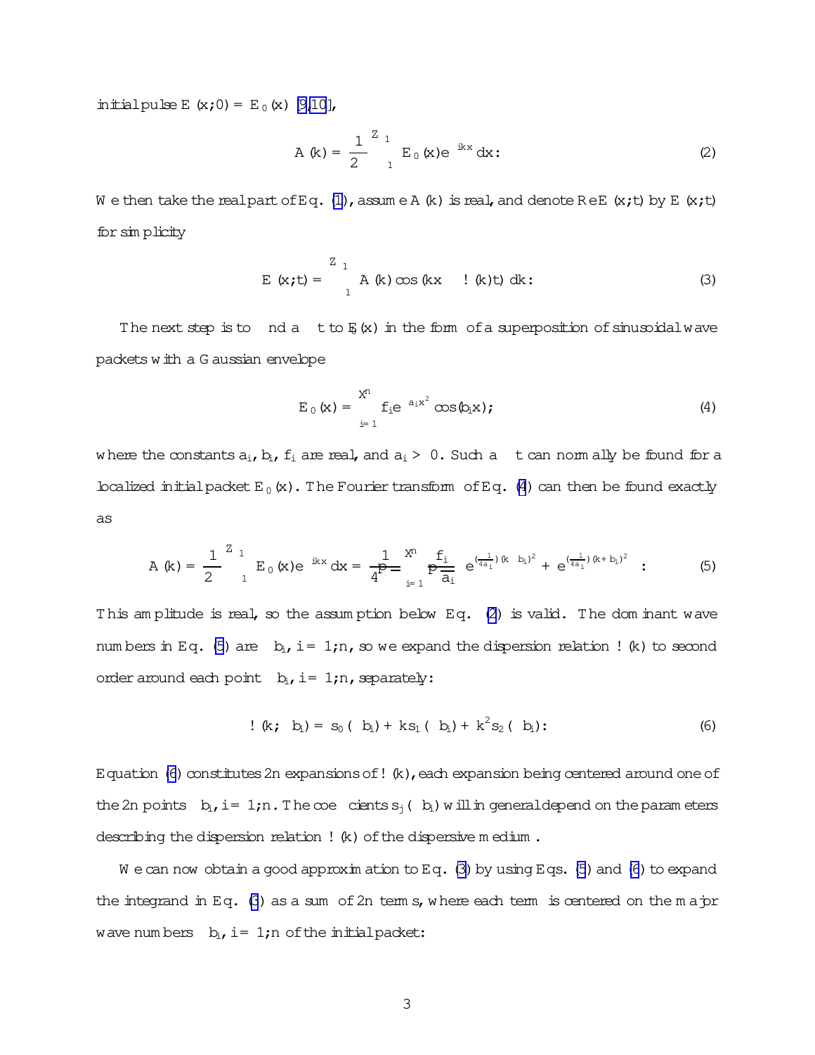initial pulse $E(x;0) = E_0(x)$ [9,10],

$$A(k) = \frac{1}{2\pi}\int_{-\infty}^{\infty} E_0(x)e^{-ikx}\,dx. \qquad (2)$$

We then take the real part of Eq. (1), assume $A(k)$ is real, and denote $\mathrm{Re}\,E(x;t)$ by $E(x;t)$ for simplicity

$$E(x;t) = \int_{-\infty}^{\infty} A(k)\cos(kx - \omega(k)t)\,dk. \qquad (3)$$

The next step is to find a fit to $E_0(x)$ in the form of a superposition of sinusoidal wave packets with a Gaussian envelope

$$E_0(x) = \sum_{i=1}^{n} f_i e^{-a_i x^2}\cos(b_i x), \qquad (4)$$

where the constants $a_i$, $b_i$, $f_i$ are real, and $a_i > 0$. Such a fit can normally be found for a localized initial packet $E_0(x)$. The Fourier transform of Eq. (4) can then be found exactly as

$$A(k) = \frac{1}{2\pi}\int_{-\infty}^{\infty} E_0(x)e^{-ikx}\,dx = \frac{1}{4\sqrt{\pi}}\sum_{i=1}^{n}\frac{f_i}{\sqrt{a_i}}\left[e^{\left(-\frac{1}{4a_i}\right)(k-b_i)^2} + e^{\left(-\frac{1}{4a_i}\right)(k+b_i)^2}\right]. \qquad (5)$$

This amplitude is real, so the assumption below Eq. (2) is valid. The dominant wave numbers in Eq. (5) are $\pm b_i$, $i = 1,n$, so we expand the dispersion relation $\omega(k)$ to second order around each point $\pm b_i$, $i = 1,n$, separately:

$$\omega(k;\pm b_i) = s_0(\pm b_i) + k s_1(\pm b_i) + k^2 s_2(\pm b_i). \qquad (6)$$

Equation (6) constitutes $2n$ expansions of $\omega(k)$, each expansion being centered around one of the $2n$ points $\pm b_i$, $i = 1,n$. The coefficients $s_j(\pm b_i)$ will in general depend on the parameters describing the dispersion relation $\omega(k)$ of the dispersive medium.

We can now obtain a good approximation to Eq. (3) by using Eqs. (5) and (6) to expand the integrand in Eq. (3) as a sum of $2n$ terms, where each term is centered on the major wave numbers $\pm b_i$, $i = 1,n$ of the initial packet: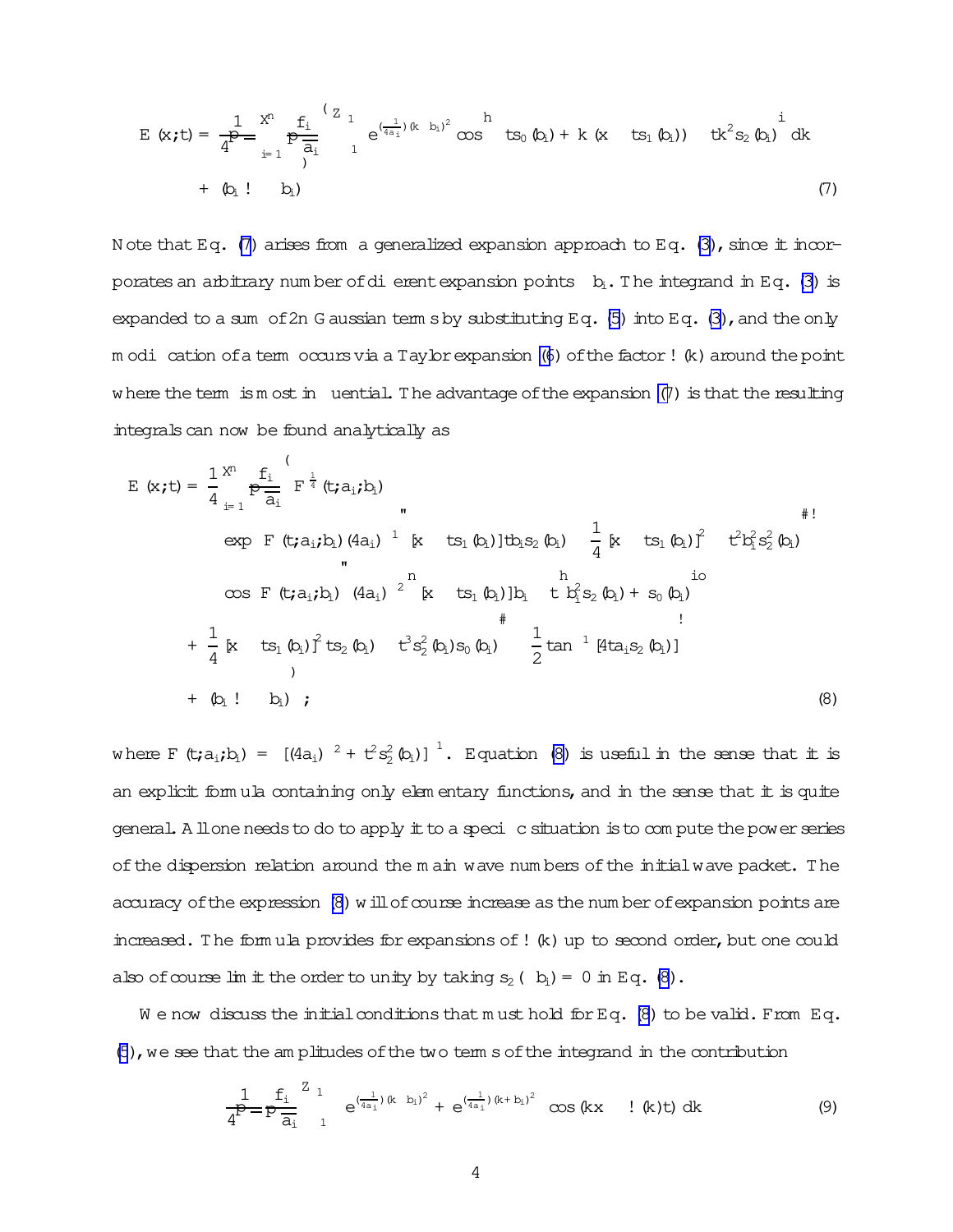$$E(x;t) = \frac{1}{4\sqrt{\pi}} \sum_{i=1}^{n} \frac{f_i}{\sqrt{a_i}} \left\{ \int_{-\infty}^{\infty} e^{\left(-\frac{1}{4a_i}\right)(k-b_i)^2} \cos\left[ -ts_0(b_i) + k\left(x - ts_1(b_i)\right) - tk^2 s_2(b_i) \right] dk \right.$$
$$\left. + (b_i \to -b_i) \right\} \tag{7}$$

Note that Eq. (7) arises from a generalized expansion approach to Eq. (3), since it incorporates an arbitrary number of different expansion points $\pm b_i$. The integrand in Eq. (3) is expanded to a sum of $2n$ Gaussian terms by substituting Eq. (5) into Eq. (3), and the only modification of a term occurs via a Taylor expansion (6) of the factor $\omega(k)$ around the point where the term is most influential. The advantage of the expansion (7) is that the resulting integrals can now be found analytically as

$$E(x;t) = \frac{1}{4} \sum_{i=1}^{n} \frac{f_i}{\sqrt{a_i}} \left\{ F^{\frac{1}{4}}(t;a_i;b_i) \right.$$
$$\exp\left( -F(t;a_i;b_i)(4a_i)^{-1} \left[ [x - ts_1(b_i)]tb_i s_2(b_i) - \frac{1}{4}[x - ts_1(b_i)]^2 - t^2 b_i^2 s_2^2(b_i) \right] \right)$$
$$\cos\left( F(t;a_i;b_i)\left[ (4a_i)^{-2} \left\{ [x - ts_1(b_i)]b_i - t\left[ b_i^2 s_2(b_i) + s_0(b_i) \right] \right\} \right.\right.$$
$$\left.\left. + \frac{1}{4}[x - ts_1(b_i)]^2 ts_2(b_i) - t^3 s_2^2(b_i) s_0(b_i) \right] - \frac{1}{2}\tan^{-1}[4ta_i s_2(b_i)] \right)$$
$$\left. + (b_i \to -b_i) \right\} ; \tag{8}$$

where $F(t;a_i;b_i) = [(4a_i)^{-2} + t^2 s_2^2(b_i)]^{-1}$. Equation (8) is useful in the sense that it is an explicit formula containing only elementary functions, and in the sense that it is quite general. All one needs to do to apply it to a specific situation is to compute the power series of the dispersion relation around the main wave numbers of the initial wave packet. The accuracy of the expression (8) will of course increase as the number of expansion points are increased. The formula provides for expansions of $\omega(k)$ up to second order, but one could also of course limit the order to unity by taking $s_2(\pm b_i) = 0$ in Eq. (8).

We now discuss the initial conditions that must hold for Eq. (8) to be valid. From Eq. (5), we see that the amplitudes of the two terms of the integrand in the contribution

$$\frac{1}{4\sqrt{\pi}} \frac{f_i}{\sqrt{a_i}} \int_{-\infty}^{\infty} \left( e^{\left(-\frac{1}{4a_i}\right)(k-b_i)^2} + e^{\left(-\frac{1}{4a_i}\right)(k+b_i)^2} \right) \cos(kx - \omega(k)t)\, dk \tag{9}$$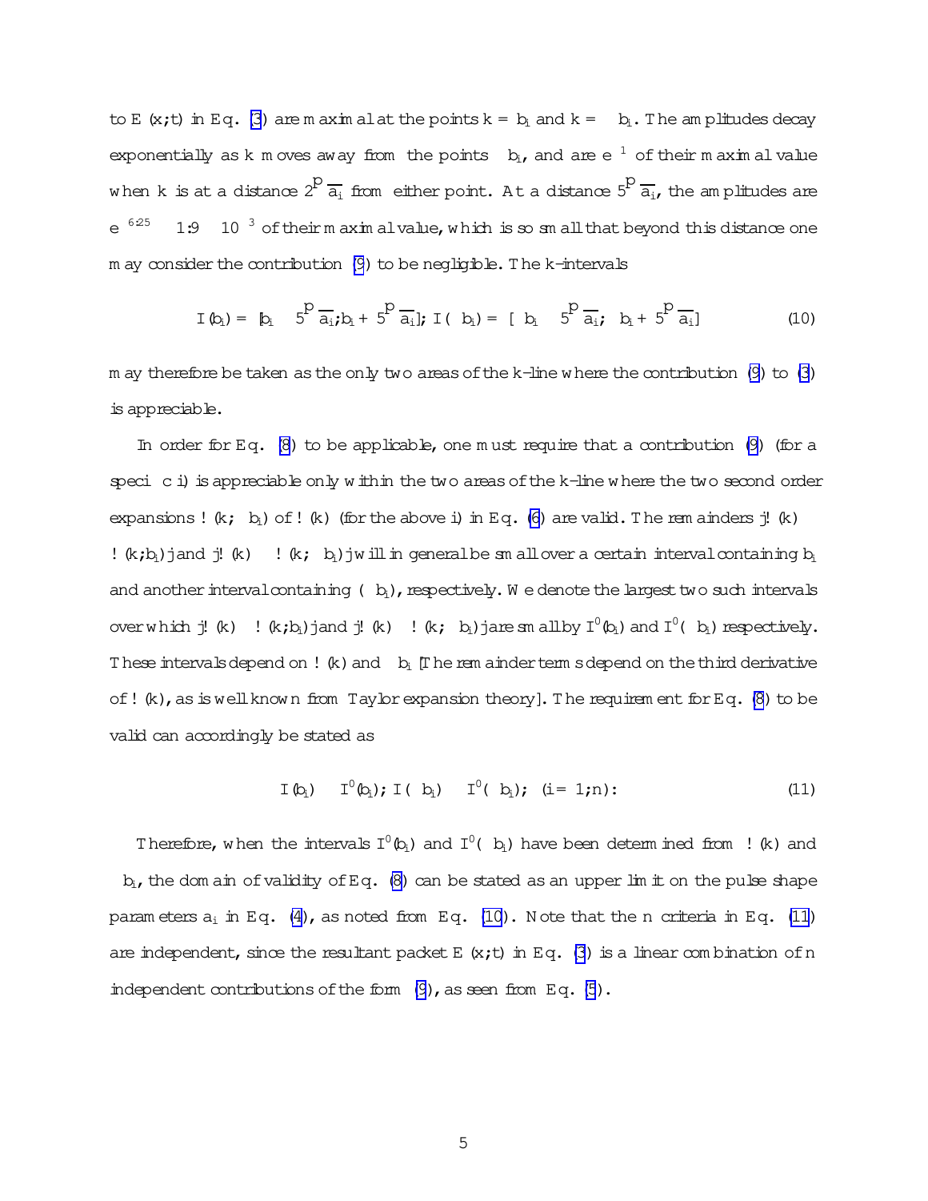to $E(x;t)$ in Eq. (3) are maximal at the points $k = b_i$ and $k = -b_i$. The amplitudes decay exponentially as $k$ moves away from the points $\pm b_i$, and are $e^{-1}$ of their maximal value when $k$ is at a distance $2\sqrt{a_i}$ from either point. At a distance $5\sqrt{a_i}$, the amplitudes are $e^{-6.25} \approx 1.9 \times 10^{-3}$ of their maximal value, which is so small that beyond this distance one may consider the contribution (9) to be negligible. The $k$-intervals

$$I(b_i) = [b_i - 5\sqrt{a_i}; b_i + 5\sqrt{a_i}]; \; I(-b_i) = [-b_i - 5\sqrt{a_i}; -b_i + 5\sqrt{a_i}] \tag{10}$$

may therefore be taken as the only two areas of the $k$-line where the contribution (9) to (3) is appreciable.

In order for Eq. (8) to be applicable, one must require that a contribution (9) (for a specific $i$) is appreciable only within the two areas of the $k$-line where the two second order expansions $\omega(k;\pm b_i)$ of $\omega(k)$ (for the above $i$) in Eq. (6) are valid. The remainders $|\omega(k) - \omega(k;b_i)|$ and $|\omega(k) - \omega(k;-b_i)|$ will in general be small over a certain interval containing $b_i$ and another interval containing $(-b_i)$, respectively. We denote the largest two such intervals over which $|\omega(k) - \omega(k;b_i)|$ and $|\omega(k) - \omega(k;-b_i)|$ are small by $I^0(b_i)$ and $I^0(-b_i)$ respectively. These intervals depend on $\omega(k)$ and $\pm b_i$ [The remainder terms depend on the third derivative of $\omega(k)$, as is well known from Taylor expansion theory]. The requirement for Eq. (8) to be valid can accordingly be stated as

$$I(b_i) \subseteq I^0(b_i); \; I(-b_i) \subseteq I^0(-b_i); \; (i = 1;n): \tag{11}$$

Therefore, when the intervals $I^0(b_i)$ and $I^0(-b_i)$ have been determined from $\omega(k)$ and $\pm b_i$, the domain of validity of Eq. (8) can be stated as an upper limit on the pulse shape parameters $a_i$ in Eq. (4), as noted from Eq. (10). Note that the $n$ criteria in Eq. (11) are independent, since the resultant packet $E(x;t)$ in Eq. (3) is a linear combination of $n$ independent contributions of the form (9), as seen from Eq. (5).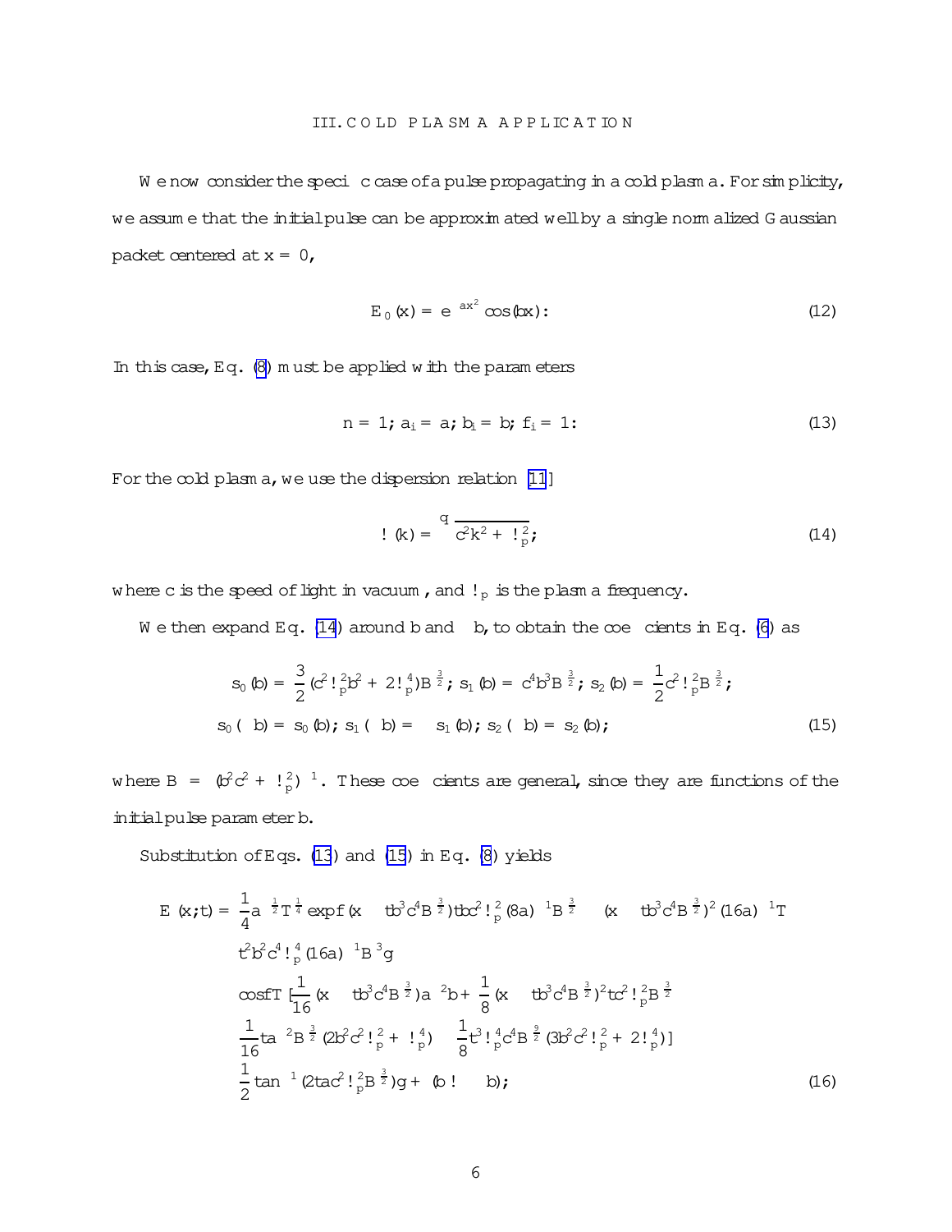## III. COLD PLASMA APPLICATION

We now consider the specific case of a pulse propagating in a cold plasma. For simplicity, we assume that the initial pulse can be approximated well by a single normalized Gaussian packet centered at $x = 0$,

$$E_0(x) = e^{-ax^2}\cos(bx). \tag{12}$$

In this case, Eq. (8) must be applied with the parameters

$$n = 1;\ a_1 = a;\ b_1 = b;\ f_1 = 1. \tag{13}$$

For the cold plasma, we use the dispersion relation [11]

$$\omega(k) = \sqrt{c^2k^2 + \omega_p^2}, \tag{14}$$

where $c$ is the speed of light in vacuum, and $\omega_p$ is the plasma frequency.

We then expand Eq. (14) around $b$ and $-b$, to obtain the coefficients in Eq. (6) as

$$s_0(b) = \frac{3}{2}(c^2\omega_p^2 b^2 + 2\omega_p^4)B^{\frac{3}{2}};\ s_1(b) = c^4 b^3 B^{\frac{3}{2}};\ s_2(b) = \frac{1}{2}c^2\omega_p^2 B^{\frac{3}{2}};$$
$$s_0(-b) = s_0(b);\ s_1(-b) = -s_1(b);\ s_2(-b) = s_2(b); \tag{15}$$

where $B = (b^2c^2 + \omega_p^2)^{-1}$. These coefficients are general, since they are functions of the initial pulse parameter $b$.

Substitution of Eqs. (13) and (15) in Eq. (8) yields

$$\begin{aligned}
E(x,t) = {} & \frac{1}{4}a^{-\frac{1}{2}}T^{\frac{1}{4}}\exp\{(x - tb^3c^4B^{\frac{3}{2}})tbc^2\omega_p^2(8a)^{-1}B^{\frac{3}{2}} - (x - tb^3c^4B^{\frac{3}{2}})^2(16a)^{-1}T \\
& - t^2b^2c^4\omega_p^4(16a)^{-1}B^3\} \\
& \cos\{T[\frac{1}{16}(x - tb^3c^4B^{\frac{3}{2}})a^{-2}b + \frac{1}{8}(x - tb^3c^4B^{\frac{3}{2}})^2tc^2\omega_p^2B^{\frac{3}{2}} \\
& - \frac{1}{16}ta^{-2}B^{\frac{3}{2}}(2b^2c^2\omega_p^2 + \omega_p^4) - \frac{1}{8}t^3\omega_p^4c^4B^{\frac{9}{2}}(3b^2c^2\omega_p^2 + 2\omega_p^4)] \\
& - \frac{1}{2}\tan^{-1}(2tac^2\omega_p^2B^{\frac{3}{2}})\} + (b \to -b);
\end{aligned} \tag{16}$$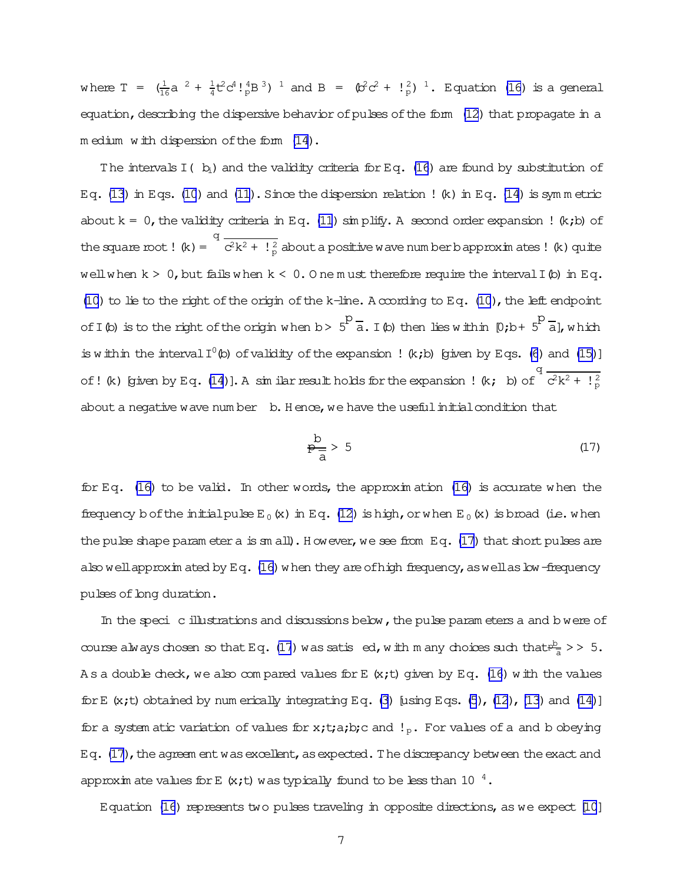where $T = (\frac{1}{16}a^{-2} + \frac{1}{4}t^2c^4\omega_p^4B^3)^{-1}$ and $B = (b^2c^2 + \omega_p^2)^{-1}$. Equation (16) is a general equation, describing the dispersive behavior of pulses of the form (12) that propagate in a medium with dispersion of the form (14).

The intervals $I(\pm b_i)$ and the validity criteria for Eq. (16) are found by substitution of Eq. (13) in Eqs. (10) and (11). Since the dispersion relation $\omega(k)$ in Eq. (14) is symmetric about $k = 0$, the validity criteria in Eq. (11) simplify. A second order expansion $\omega(k;b)$ of the square root $\omega(k) = \sqrt{c^2k^2 + \omega_p^2}$ about a positive wave number $b$ approximates $\omega(k)$ quite well when $k > 0$, but fails when $k < 0$. One must therefore require the interval $I(b)$ in Eq. (10) to lie to the right of the origin of the $k$-line. According to Eq. (10), the left endpoint of $I(b)$ is to the right of the origin when $b > 5\sqrt{a}$. $I(b)$ then lies within $[0; b + 5\sqrt{a}]$, which is within the interval $I^0(b)$ of validity of the expansion $\omega(k;b)$ [given by Eqs. (6) and (15)] of $\omega(k)$ [given by Eq. (14)]. A similar result holds for the expansion $\omega(k;-b)$ of $\sqrt{c^2k^2 + \omega_p^2}$ about a negative wave number $-b$. Hence, we have the useful initial condition that

$$\frac{b}{\sqrt{a}} > 5 \tag{17}$$

for Eq. (16) to be valid. In other words, the approximation (16) is accurate when the frequency $b$ of the initial pulse $E_0(x)$ in Eq. (12) is high, or when $E_0(x)$ is broad (i.e. when the pulse shape parameter $a$ is small). However, we see from Eq. (17) that short pulses are also well approximated by Eq. (16) when they are of high frequency, as well as low-frequency pulses of long duration.

In the specific illustrations and discussions below, the pulse parameters $a$ and $b$ were of course always chosen so that Eq. (17) was satisfied, with many choices such that $\frac{b}{\sqrt{a}} >> 5$. As a double check, we also compared values for $E(x;t)$ given by Eq. (16) with the values for $E(x;t)$ obtained by numerically integrating Eq. (3) [using Eqs. (5), (12), (13) and (14)] for a systematic variation of values for $x; t; a; b; c$ and $\omega_p$. For values of $a$ and $b$ obeying Eq. (17), the agreement was excellent, as expected. The discrepancy between the exact and approximate values for $E(x;t)$ was typically found to be less than $10^{-4}$.

Equation (16) represents two pulses traveling in opposite directions, as we expect [10]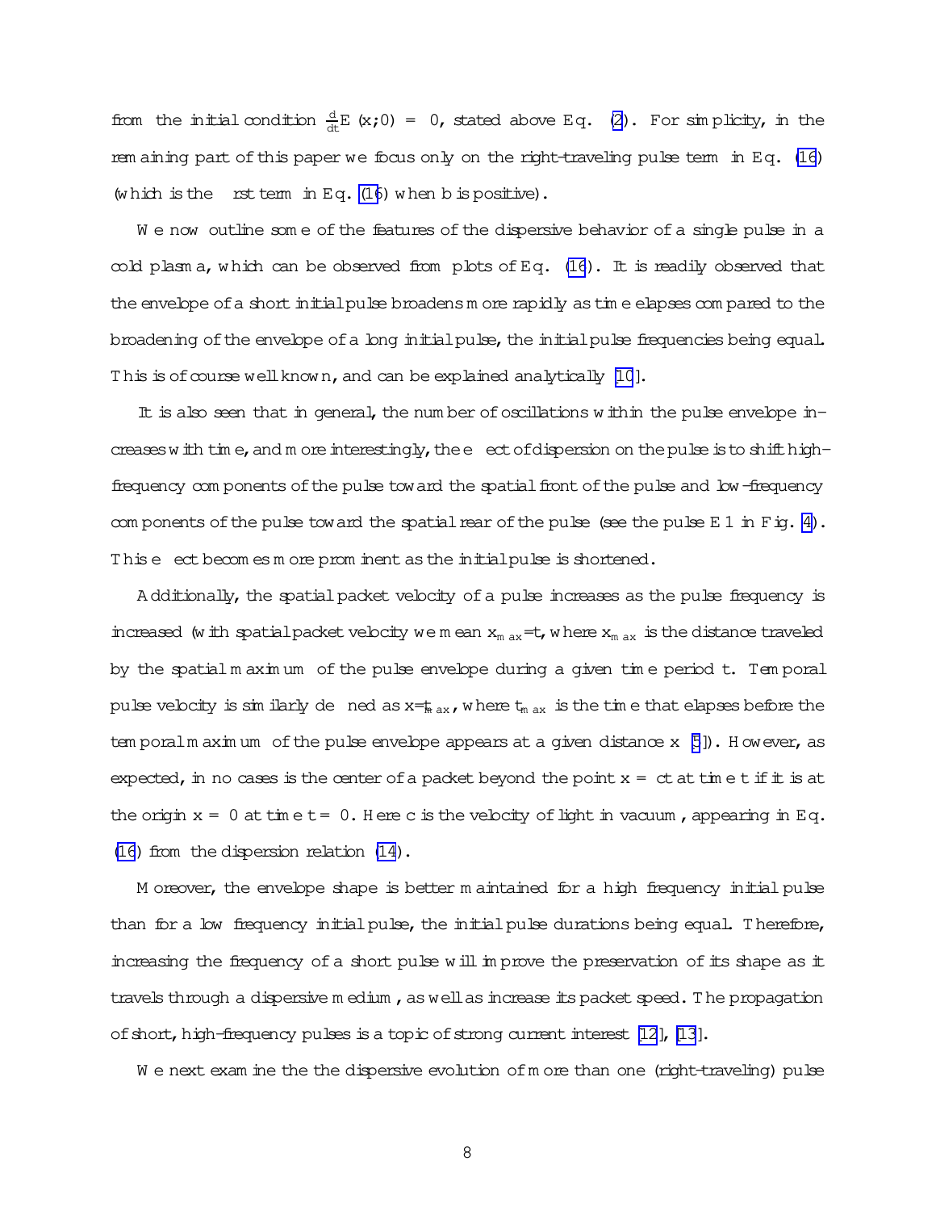from the initial condition $\frac{d}{dt}E(x;0) = 0$, stated above Eq. (2). For simplicity, in the remaining part of this paper we focus only on the right-traveling pulse term in Eq. (16) (which is the first term in Eq. (16) when $b$ is positive).

We now outline some of the features of the dispersive behavior of a single pulse in a cold plasma, which can be observed from plots of Eq. (16). It is readily observed that the envelope of a short initial pulse broadens more rapidly as time elapses compared to the broadening of the envelope of a long initial pulse, the initial pulse frequencies being equal. This is of course well known, and can be explained analytically [10].

It is also seen that in general, the number of oscillations within the pulse envelope increases with time, and more interestingly, the effect of dispersion on the pulse is to shift high-frequency components of the pulse toward the spatial front of the pulse and low-frequency components of the pulse toward the spatial rear of the pulse (see the pulse E1 in Fig. 4). This effect becomes more prominent as the initial pulse is shortened.

Additionally, the spatial packet velocity of a pulse increases as the pulse frequency is increased (with spatial packet velocity we mean $x_{max}/t$, where $x_{max}$ is the distance traveled by the spatial maximum of the pulse envelope during a given time period $t$. Temporal pulse velocity is similarly defined as $x/t_{max}$, where $t_{max}$ is the time that elapses before the temporal maximum of the pulse envelope appears at a given distance $x$ [5]). However, as expected, in no cases is the center of a packet beyond the point $x = ct$ at time $t$ if it is at the origin $x = 0$ at time $t = 0$. Here $c$ is the velocity of light in vacuum, appearing in Eq. (16) from the dispersion relation (14).

Moreover, the envelope shape is better maintained for a high frequency initial pulse than for a low frequency initial pulse, the initial pulse durations being equal. Therefore, increasing the frequency of a short pulse will improve the preservation of its shape as it travels through a dispersive medium, as well as increase its packet speed. The propagation of short, high-frequency pulses is a topic of strong current interest [12], [13].

We next examine the the dispersive evolution of more than one (right-traveling) pulse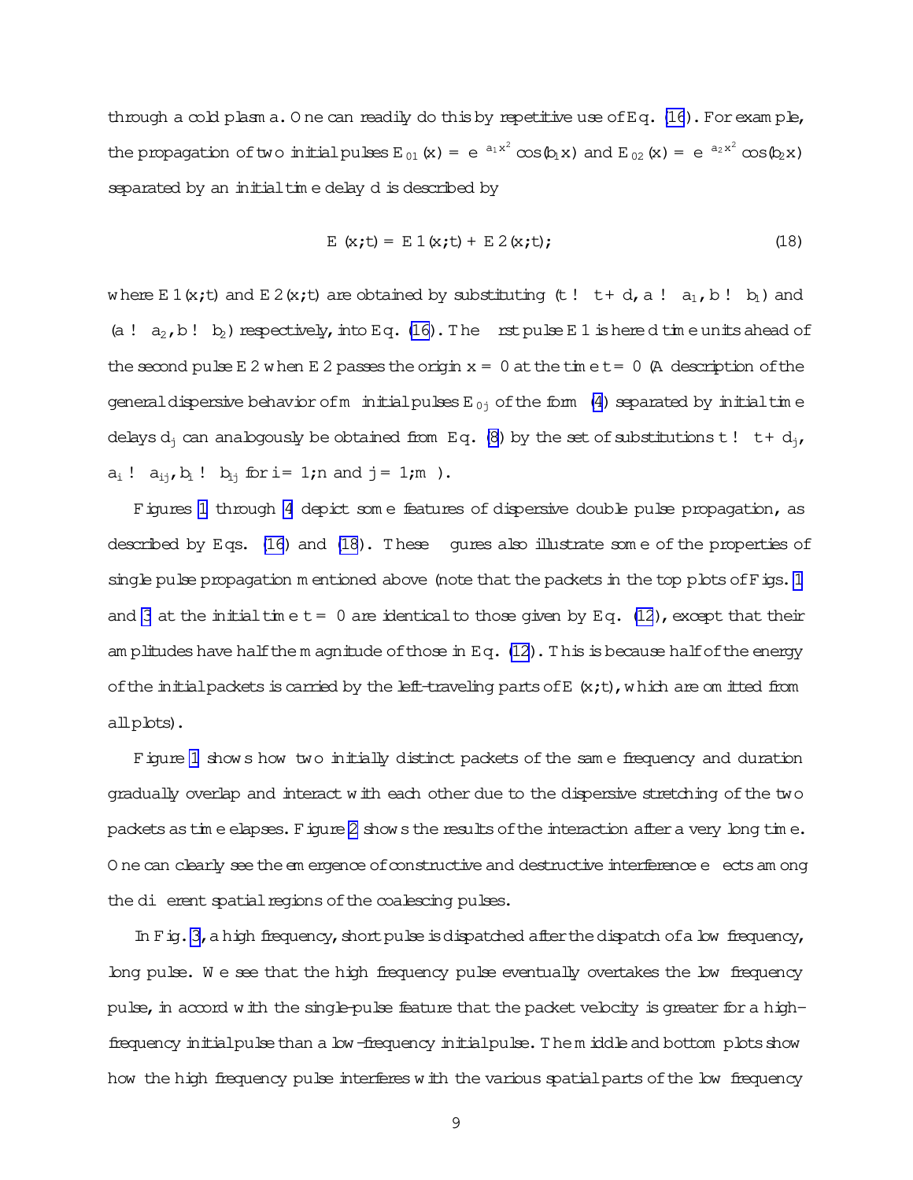through a cold plasma. One can readily do this by repetitive use of Eq. (16). For example, the propagation of two initial pulses $E_{01}(x) = e^{-a_1 x^2}\cos(b_1 x)$ and $E_{02}(x) = e^{-a_2 x^2}\cos(b_2 x)$ separated by an initial time delay $d$ is described by

$$E(x;t) = E1(x;t) + E2(x;t); \tag{18}$$

where $E1(x;t)$ and $E2(x;t)$ are obtained by substituting $(t \to t+d, a \to a_1, b \to b_1)$ and $(a \to a_2, b \to b_2)$ respectively, into Eq. (16). The first pulse $E1$ is here $d$ time units ahead of the second pulse $E2$ when $E2$ passes the origin $x = 0$ at the time $t = 0$ (A description of the general dispersive behavior of $m$ initial pulses $E_{0j}$ of the form (4) separated by initial time delays $d_j$ can analogously be obtained from Eq. (8) by the set of substitutions $t \to t + d_j$, $a_i \to a_{ij}$, $b_i \to b_{ij}$ for $i = 1;n$ and $j = 1;m$ ).

Figures 1 through 4 depict some features of dispersive double pulse propagation, as described by Eqs. (16) and (18). These figures also illustrate some of the properties of single pulse propagation mentioned above (note that the packets in the top plots of Figs. 1 and 3 at the initial time $t = 0$ are identical to those given by Eq. (12), except that their amplitudes have half the magnitude of those in Eq. (12). This is because half of the energy of the initial packets is carried by the left-traveling parts of $E(x;t)$, which are omitted from all plots).

Figure 1 shows how two initially distinct packets of the same frequency and duration gradually overlap and interact with each other due to the dispersive stretching of the two packets as time elapses. Figure 2 shows the results of the interaction after a very long time. One can clearly see the emergence of constructive and destructive interference effects among the different spatial regions of the coalescing pulses.

In Fig. 3, a high frequency, short pulse is dispatched after the dispatch of a low frequency, long pulse. We see that the high frequency pulse eventually overtakes the low frequency pulse, in accord with the single-pulse feature that the packet velocity is greater for a high-frequency initial pulse than a low-frequency initial pulse. The middle and bottom plots show how the high frequency pulse interferes with the various spatial parts of the low frequency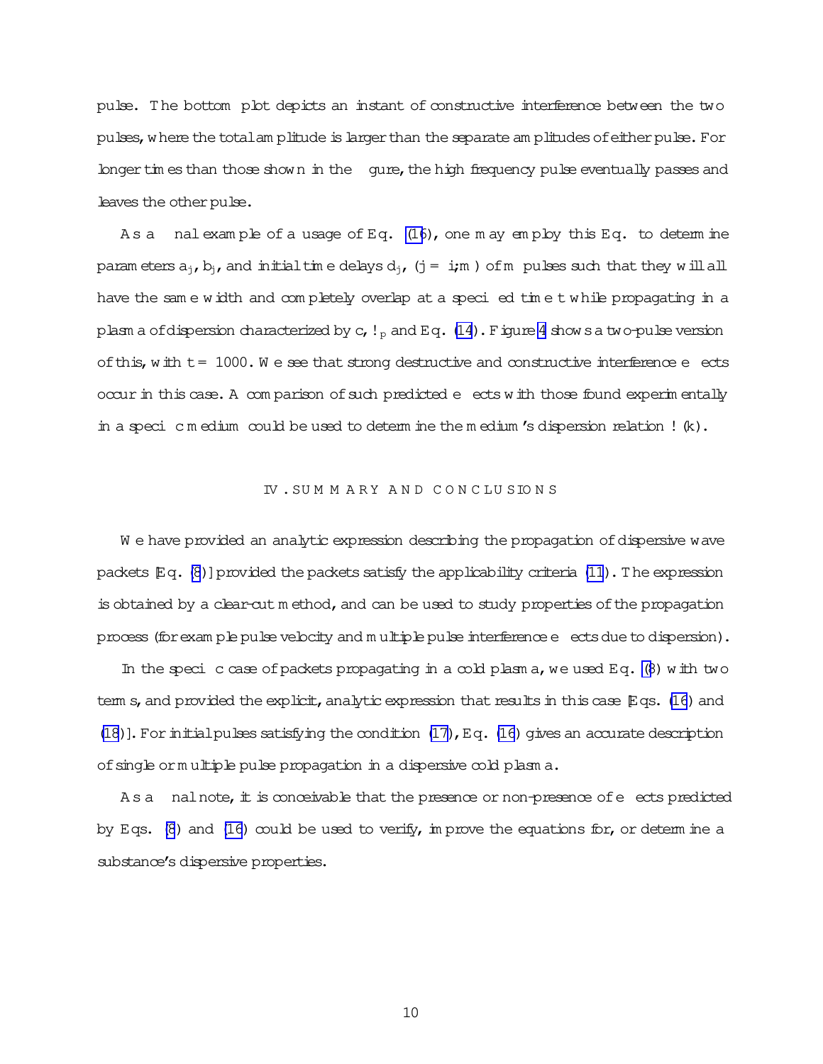pulse. The bottom plot depicts an instant of constructive interference between the two pulses, where the total amplitude is larger than the separate amplitudes of either pulse. For longer times than those shown in the figure, the high frequency pulse eventually passes and leaves the other pulse.

As a final example of a usage of Eq. (16), one may employ this Eq. to determine parameters $a_j$, $b_j$, and initial time delays $d_j$, $(j = i;m)$ of $m$ pulses such that they will all have the same width and completely overlap at a specified time $t$ while propagating in a plasma of dispersion characterized by $c$, $\omega_p$ and Eq. (14). Figure 4 shows a two-pulse version of this, with $t = 1000$. We see that strong destructive and constructive interference effects occur in this case. A comparison of such predicted effects with those found experimentally in a specific medium could be used to determine the medium's dispersion relation $\omega(k)$.

## IV. SUMMARY AND CONCLUSIONS

We have provided an analytic expression describing the propagation of dispersive wave packets [Eq. (8)] provided the packets satisfy the applicability criteria (11). The expression is obtained by a clear-cut method, and can be used to study properties of the propagation process (for example pulse velocity and multiple pulse interference effects due to dispersion).

In the specific case of packets propagating in a cold plasma, we used Eq. (8) with two terms, and provided the explicit, analytic expression that results in this case [Eqs. (16) and (18)]. For initial pulses satisfying the condition (17), Eq. (16) gives an accurate description of single or multiple pulse propagation in a dispersive cold plasma.

As a final note, it is conceivable that the presence or non-presence of effects predicted by Eqs. (8) and (16) could be used to verify, improve the equations for, or determine a substance's dispersive properties.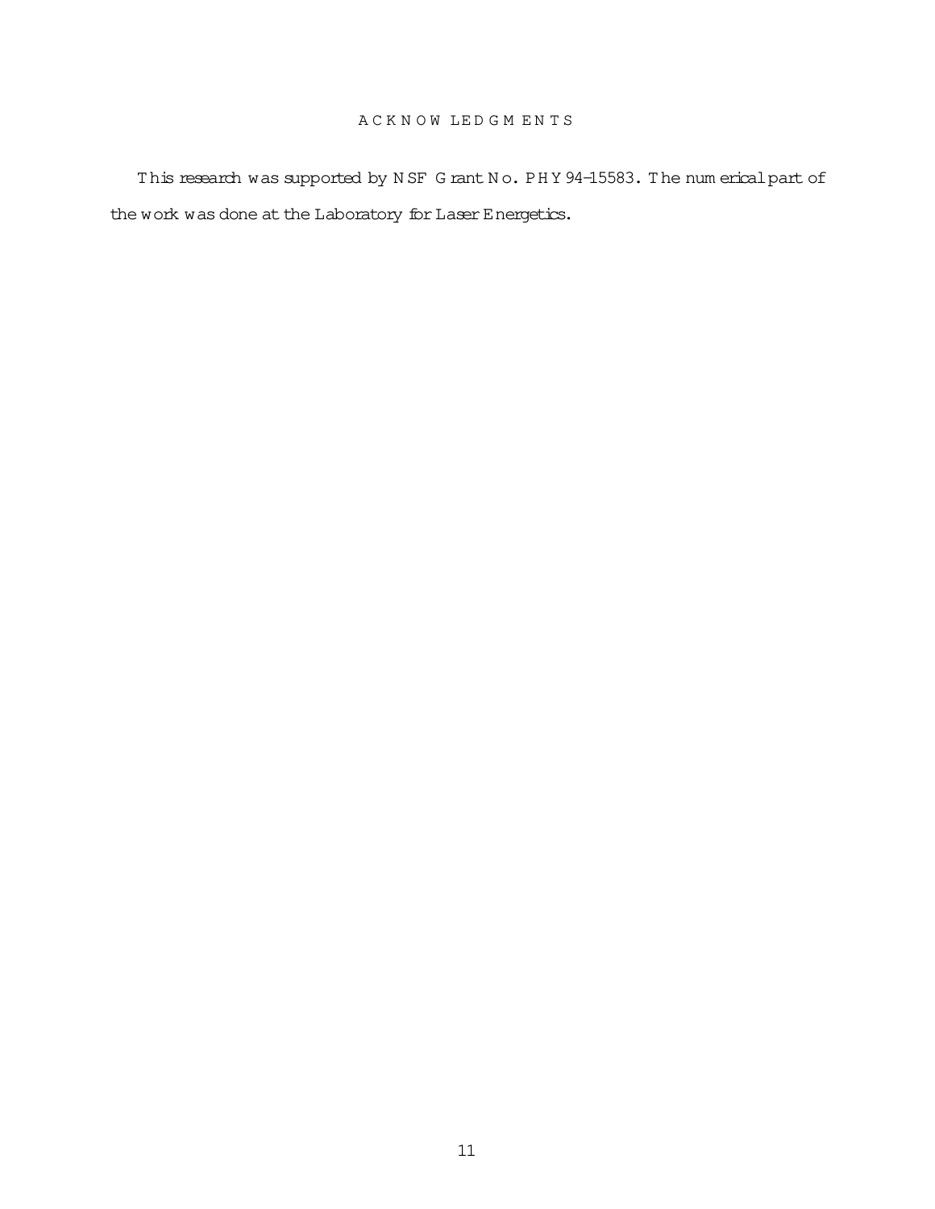## ACKNOWLEDGMENTS

This research was supported by NSF Grant No. PHY94-15583. The numerical part of the work was done at the Laboratory for Laser Energetics.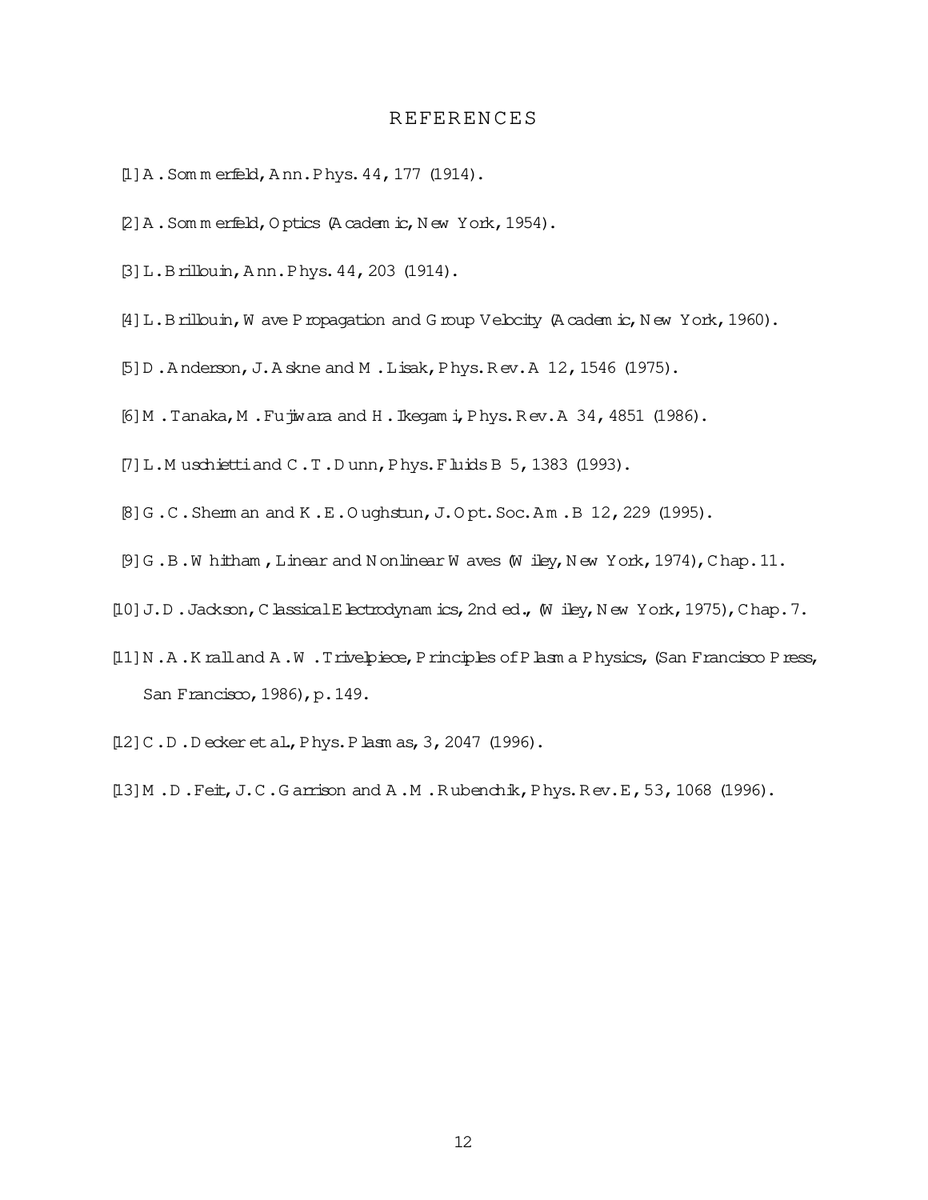# REFERENCES

[1] A. Sommerfeld, Ann. Phys. 44, 177 (1914).

[2] A. Sommerfeld, Optics (Academic, New York, 1954).

[3] L. Brillouin, Ann. Phys. 44, 203 (1914).

[4] L. Brillouin, Wave Propagation and Group Velocity (Academic, New York, 1960).

[5] D. Anderson, J. Askne and M. Lisak, Phys. Rev. A 12, 1546 (1975).

[6] M. Tanaka, M. Fujiwara and H. Ikegami, Phys. Rev. A 34, 4851 (1986).

[7] L. Muschietti and C. T. Dunn, Phys. Fluids B 5, 1383 (1993).

[8] G. C. Sherman and K. E. Oughstun, J. Opt. Soc. Am. B 12, 229 (1995).

[9] G. B. Whitham, Linear and Nonlinear Waves (Wiley, New York, 1974), Chap. 11.

[10] J. D. Jackson, Classical Electrodynamics, 2nd ed., (Wiley, New York, 1975), Chap. 7.

[11] N. A. Krall and A. W. Trivelpiece, Principles of Plasma Physics, (San Francisco Press, San Francisco, 1986), p. 149.

[12] C. D. Decker et al., Phys. Plasmas, 3, 2047 (1996).

[13] M. D. Feit, J. C. Garrison and A. M. Rubenchik, Phys. Rev. E, 53, 1068 (1996).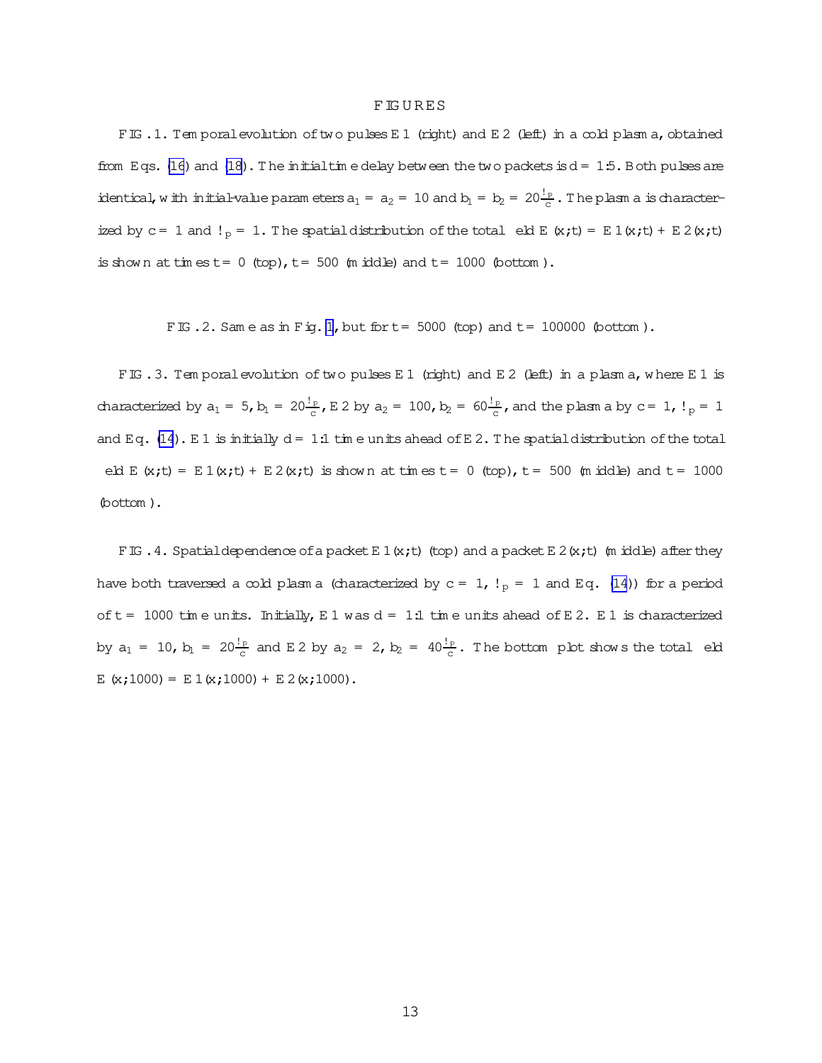## FIGURES

FIG. 1. Temporal evolution of two pulses E1 (right) and E2 (left) in a cold plasma, obtained from Eqs. (16) and (18). The initial time delay between the two packets is $d = 1.5$. Both pulses are identical, with initial-value parameters $a_1 = a_2 = 10$ and $b_1 = b_2 = 20\frac{\omega_p}{c}$. The plasma is characterized by $c = 1$ and $\omega_p = 1$. The spatial distribution of the total field $E(x;t) = E1(x;t) + E2(x;t)$ is shown at times $t = 0$ (top), $t = 500$ (middle) and $t = 1000$ (bottom).

FIG. 2. Same as in Fig. 1, but for $t = 5000$ (top) and $t = 100000$ (bottom).

FIG. 3. Temporal evolution of two pulses E1 (right) and E2 (left) in a plasma, where E1 is characterized by $a_1 = 5$, $b_1 = 20\frac{\omega_p}{c}$, E2 by $a_2 = 100$, $b_2 = 60\frac{\omega_p}{c}$, and the plasma by $c = 1$, $\omega_p = 1$ and Eq. (14). E1 is initially $d = 1.1$ time units ahead of E2. The spatial distribution of the total field $E(x;t) = E1(x;t) + E2(x;t)$ is shown at times $t = 0$ (top), $t = 500$ (middle) and $t = 1000$ (bottom).

FIG. 4. Spatial dependence of a packet $E1(x;t)$ (top) and a packet $E2(x;t)$ (middle) after they have both traversed a cold plasma (characterized by $c = 1$, $\omega_p = 1$ and Eq. (14)) for a period of $t = 1000$ time units. Initially, E1 was $d = 1.1$ time units ahead of E2. E1 is characterized by $a_1 = 10$, $b_1 = 20\frac{\omega_p}{c}$ and E2 by $a_2 = 2$, $b_2 = 40\frac{\omega_p}{c}$. The bottom plot shows the total field $E(x;1000) = E1(x;1000) + E2(x;1000)$.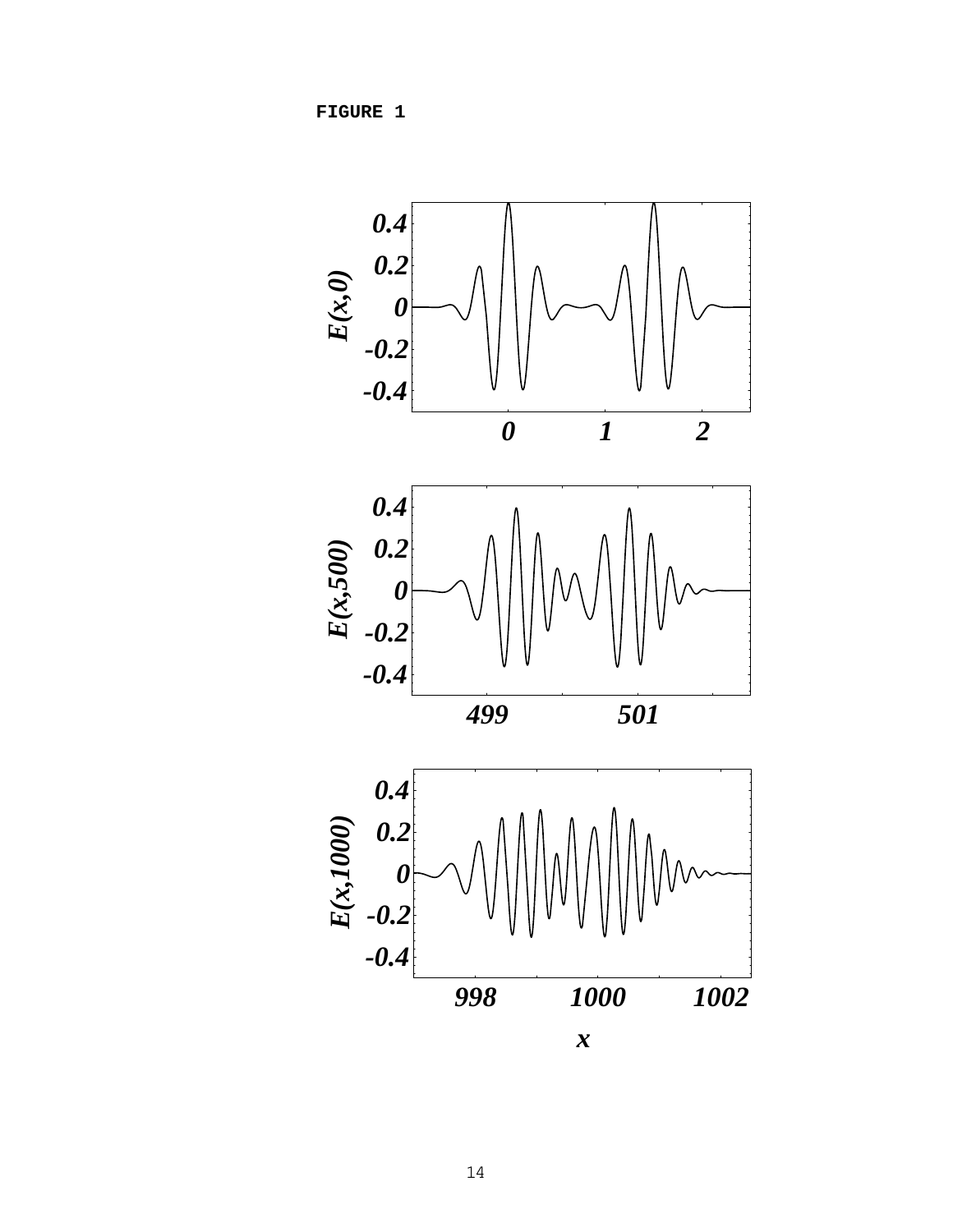FIGURE 1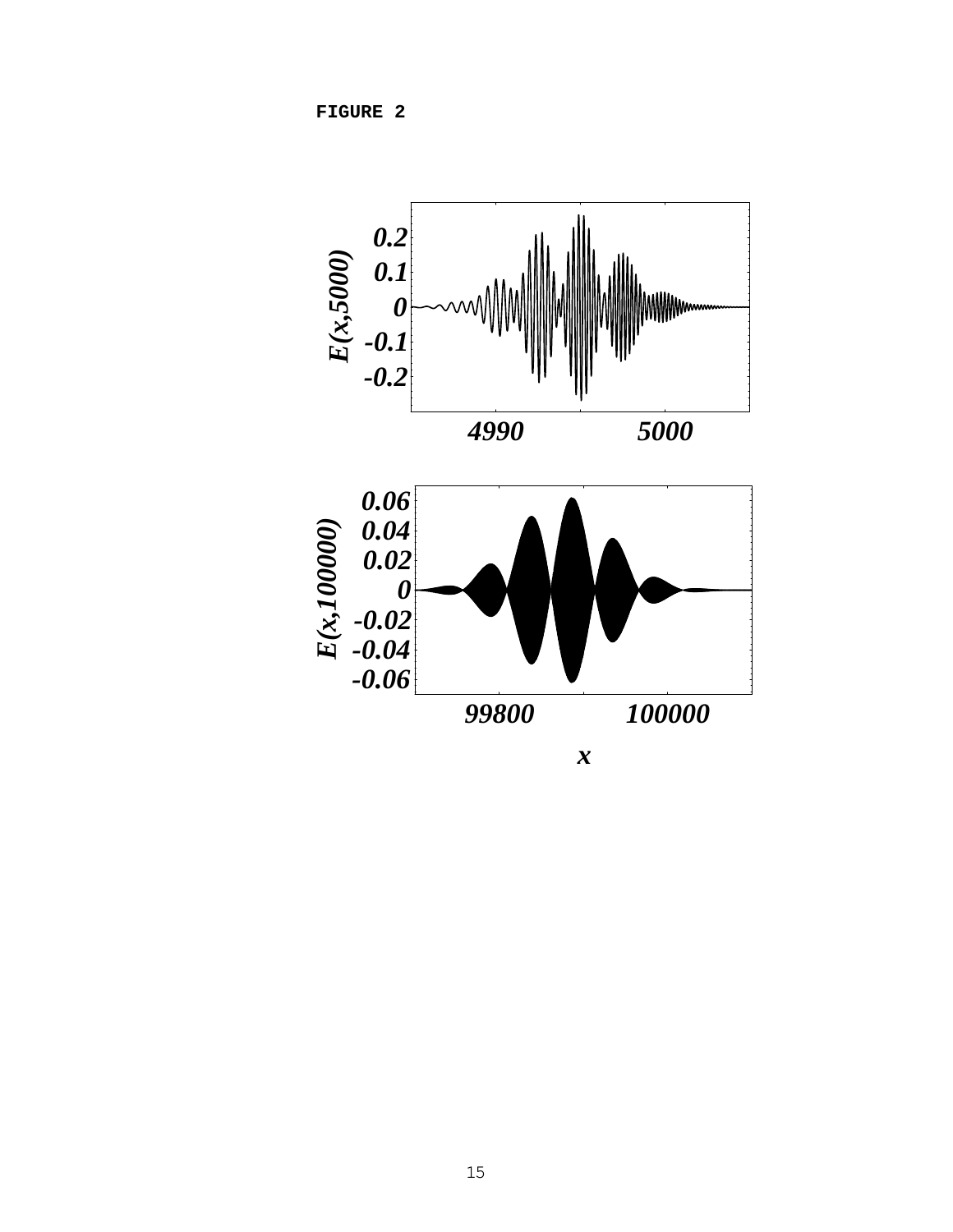FIGURE 2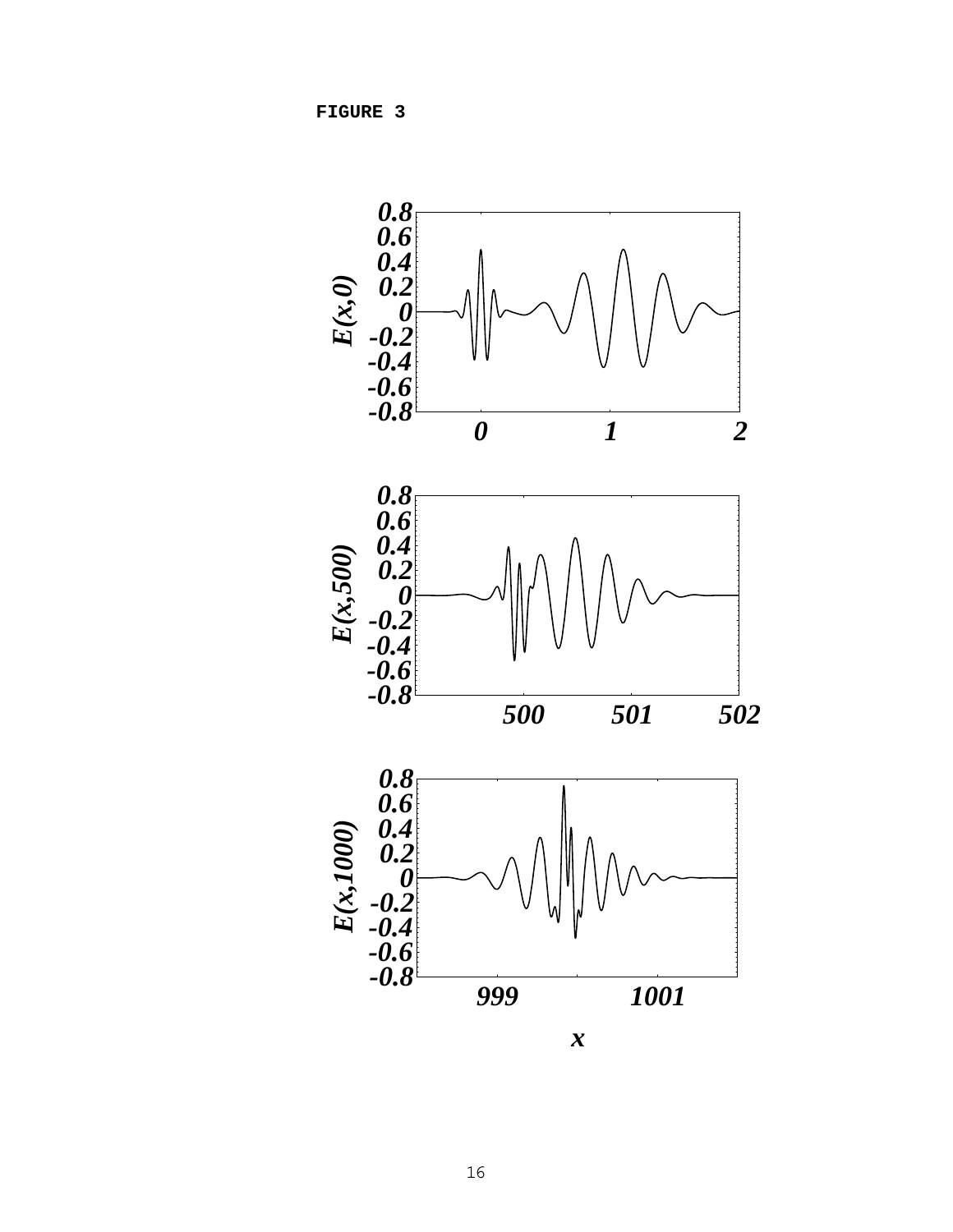FIGURE 3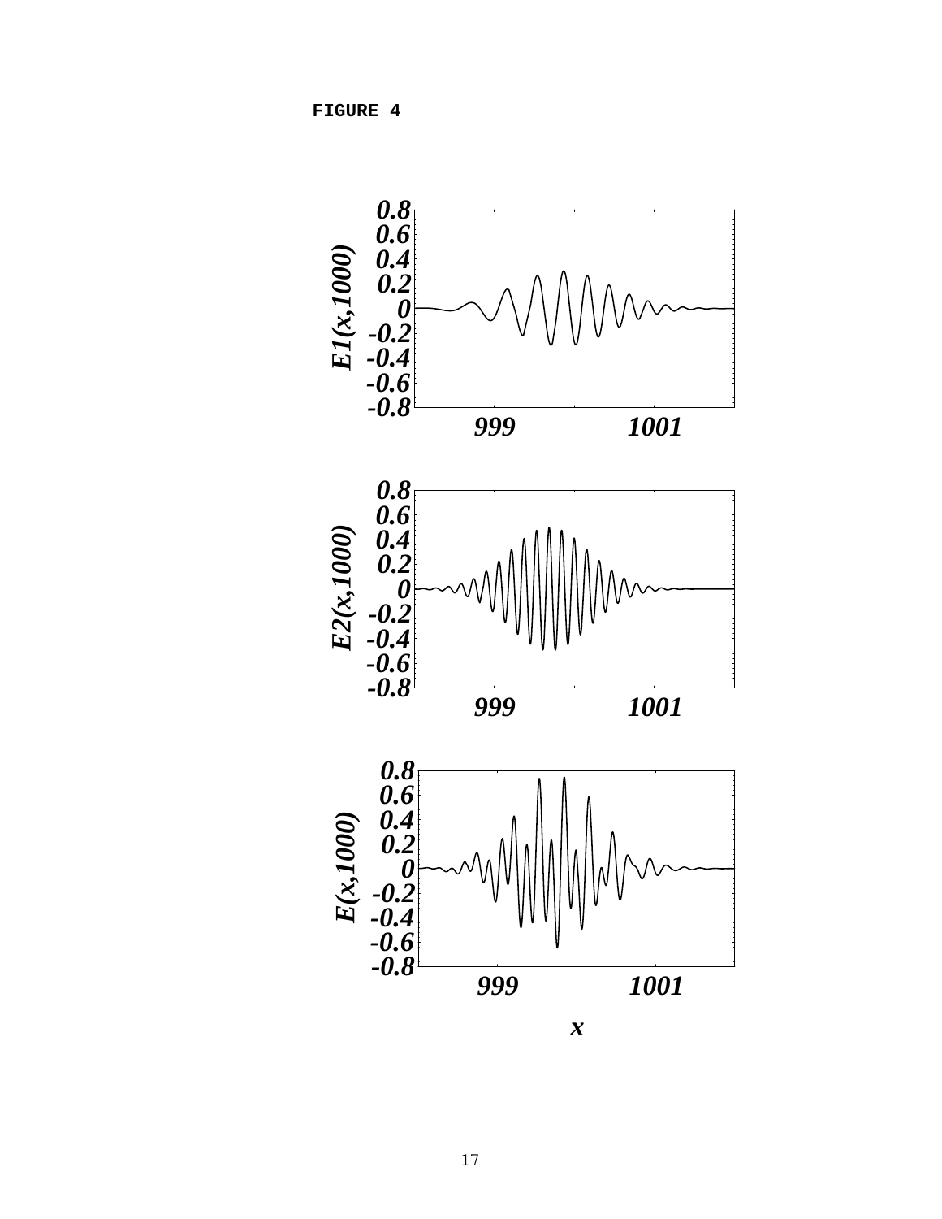FIGURE 4

0.8
0.6
0.4
0.2
0
-0.2
-0.4
-0.6
-0.8

E1(x,1000)

999
1001

0.8
0.6
0.4
0.2
0
-0.2
-0.4
-0.6
-0.8

E2(x,1000)

999
1001

0.8
0.6
0.4
0.2
0
-0.2
-0.4
-0.6
-0.8

E(x,1000)

999
1001

x